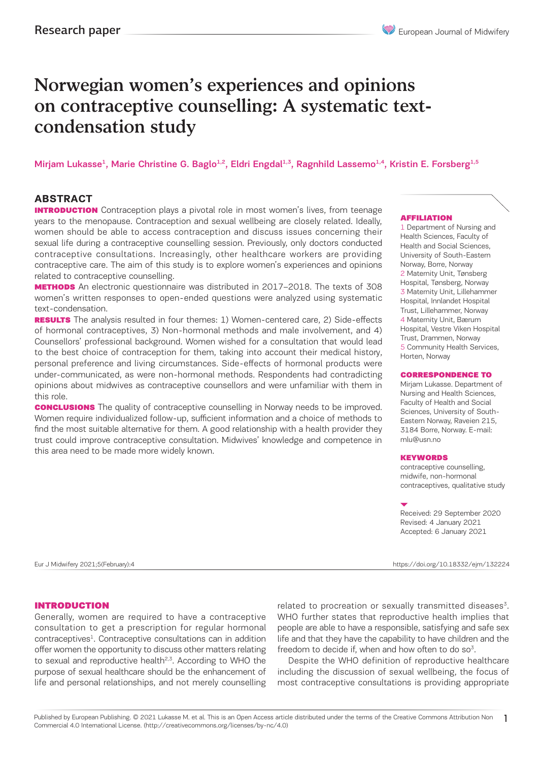Research paper

# Norwegian women's experiences and opinions on contraceptive counselling: A systematic text-condensation study

Mirjam Lukasse[1], Marie Christine G. Baglo[1,2], Eldri Engdal[1,3], Ragnhild Lassemo[1,4], Kristin E. Forsberg[1,5]

## ABSTRACT

**INTRODUCTION** Contraception plays a pivotal role in most women's lives, from teenage years to the menopause. Contraception and sexual wellbeing are closely related. Ideally, women should be able to access contraception and discuss issues concerning their sexual life during a contraceptive counselling session. Previously, only doctors conducted contraceptive consultations. Increasingly, other healthcare workers are providing contraceptive care. The aim of this study is to explore women's experiences and opinions related to contraceptive counselling.

**METHODS** An electronic questionnaire was distributed in 2017–2018. The texts of 308 women's written responses to open-ended questions were analyzed using systematic text-condensation.

**RESULTS** The analysis resulted in four themes: 1) Women-centered care, 2) Side-effects of hormonal contraceptives, 3) Non-hormonal methods and male involvement, and 4) Counsellors' professional background. Women wished for a consultation that would lead to the best choice of contraception for them, taking into account their medical history, personal preference and living circumstances. Side-effects of hormonal products were under-communicated, as were non-hormonal methods. Respondents had contradicting opinions about midwives as contraceptive counsellors and were unfamiliar with them in this role.

**CONCLUSIONS** The quality of contraceptive counselling in Norway needs to be improved. Women require individualized follow-up, sufficient information and a choice of methods to find the most suitable alternative for them. A good relationship with a health provider they trust could improve contraceptive consultation. Midwives' knowledge and competence in this area need to be made more widely known.

**AFFILIATION**

1 Department of Nursing and Health Sciences, Faculty of Health and Social Sciences, University of South-Eastern Norway, Borre, Norway
2 Maternity Unit, Tønsberg Hospital, Tønsberg, Norway
3 Maternity Unit, Lillehammer Hospital, Innlandet Hospital Trust, Lillehammer, Norway
4 Maternity Unit, Bærum Hospital, Vestre Viken Hospital Trust, Drammen, Norway
5 Community Health Services, Horten, Norway

**CORRESPONDENCE TO**

Mirjam Lukasse. Department of Nursing and Health Sciences, Faculty of Health and Social Sciences, University of South-Eastern Norway, Raveien 215, 3184 Borre, Norway. E-mail: mlu@usn.no

**KEYWORDS**

contraceptive counselling, midwife, non-hormonal contraceptives, qualitative study

Received: 29 September 2020
Revised: 4 January 2021
Accepted: 6 January 2021

Eur J Midwifery 2021;5(February):4 https://doi.org/10.18332/ejm/132224

## INTRODUCTION

Generally, women are required to have a contraceptive consultation to get a prescription for regular hormonal contraceptives[1]. Contraceptive consultations can in addition offer women the opportunity to discuss other matters relating to sexual and reproductive health[2,3]. According to WHO the purpose of sexual healthcare should be the enhancement of life and personal relationships, and not merely counselling related to procreation or sexually transmitted diseases[3]. WHO further states that reproductive health implies that people are able to have a responsible, satisfying and safe sex life and that they have the capability to have children and the freedom to decide if, when and how often to do so[3].

Despite the WHO definition of reproductive healthcare including the discussion of sexual wellbeing, the focus of most contraceptive consultations is providing appropriate

Published by European Publishing. © 2021 Lukasse M. et al. This is an Open Access article distributed under the terms of the Creative Commons Attribution Non Commercial 4.0 International License. (http://creativecommons.org/licenses/by-nc/4.0)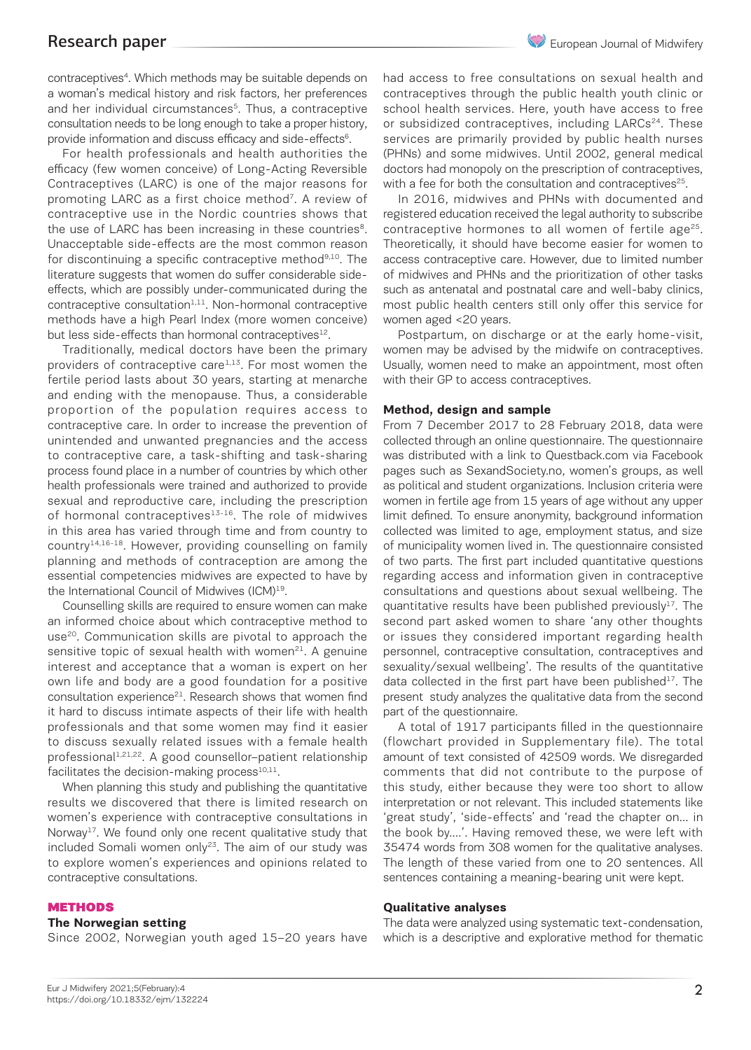contraceptives[4]. Which methods may be suitable depends on a woman's medical history and risk factors, her preferences and her individual circumstances[5]. Thus, a contraceptive consultation needs to be long enough to take a proper history, provide information and discuss efficacy and side-effects[6].

For health professionals and health authorities the efficacy (few women conceive) of Long-Acting Reversible Contraceptives (LARC) is one of the major reasons for promoting LARC as a first choice method[7]. A review of contraceptive use in the Nordic countries shows that the use of LARC has been increasing in these countries[8]. Unacceptable side-effects are the most common reason for discontinuing a specific contraceptive method[9,10]. The literature suggests that women do suffer considerable side-effects, which are possibly under-communicated during the contraceptive consultation[1,11]. Non-hormonal contraceptive methods have a high Pearl Index (more women conceive) but less side-effects than hormonal contraceptives[12].

Traditionally, medical doctors have been the primary providers of contraceptive care[1,13]. For most women the fertile period lasts about 30 years, starting at menarche and ending with the menopause. Thus, a considerable proportion of the population requires access to contraceptive care. In order to increase the prevention of unintended and unwanted pregnancies and the access to contraceptive care, a task-shifting and task-sharing process found place in a number of countries by which other health professionals were trained and authorized to provide sexual and reproductive care, including the prescription of hormonal contraceptives[13-16]. The role of midwives in this area has varied through time and from country to country[14,16-18]. However, providing counselling on family planning and methods of contraception are among the essential competencies midwives are expected to have by the International Council of Midwives (ICM)[19].

Counselling skills are required to ensure women can make an informed choice about which contraceptive method to use[20]. Communication skills are pivotal to approach the sensitive topic of sexual health with women[21]. A genuine interest and acceptance that a woman is expert on her own life and body are a good foundation for a positive consultation experience[21]. Research shows that women find it hard to discuss intimate aspects of their life with health professionals and that some women may find it easier to discuss sexually related issues with a female health professional[1,21,22]. A good counsellor–patient relationship facilitates the decision-making process[10,11].

When planning this study and publishing the quantitative results we discovered that there is limited research on women's experience with contraceptive consultations in Norway[17]. We found only one recent qualitative study that included Somali women only[23]. The aim of our study was to explore women's experiences and opinions related to contraceptive consultations.

## METHODS

### The Norwegian setting

Since 2002, Norwegian youth aged 15–20 years have had access to free consultations on sexual health and contraceptives through the public health youth clinic or school health services. Here, youth have access to free or subsidized contraceptives, including LARCs[24]. These services are primarily provided by public health nurses (PHNs) and some midwives. Until 2002, general medical doctors had monopoly on the prescription of contraceptives, with a fee for both the consultation and contraceptives[25].

In 2016, midwives and PHNs with documented and registered education received the legal authority to subscribe contraceptive hormones to all women of fertile age[25]. Theoretically, it should have become easier for women to access contraceptive care. However, due to limited number of midwives and PHNs and the prioritization of other tasks such as antenatal and postnatal care and well-baby clinics, most public health centers still only offer this service for women aged <20 years.

Postpartum, on discharge or at the early home-visit, women may be advised by the midwife on contraceptives. Usually, women need to make an appointment, most often with their GP to access contraceptives.

### Method, design and sample

From 7 December 2017 to 28 February 2018, data were collected through an online questionnaire. The questionnaire was distributed with a link to Questback.com via Facebook pages such as SexandSociety.no, women's groups, as well as political and student organizations. Inclusion criteria were women in fertile age from 15 years of age without any upper limit defined. To ensure anonymity, background information collected was limited to age, employment status, and size of municipality women lived in. The questionnaire consisted of two parts. The first part included quantitative questions regarding access and information given in contraceptive consultations and questions about sexual wellbeing. The quantitative results have been published previously[17]. The second part asked women to share 'any other thoughts or issues they considered important regarding health personnel, contraceptive consultation, contraceptives and sexuality/sexual wellbeing'. The results of the quantitative data collected in the first part have been published[17]. The present study analyzes the qualitative data from the second part of the questionnaire.

A total of 1917 participants filled in the questionnaire (flowchart provided in Supplementary file). The total amount of text consisted of 42509 words. We disregarded comments that did not contribute to the purpose of this study, either because they were too short to allow interpretation or not relevant. This included statements like 'great study', 'side-effects' and 'read the chapter on… in the book by….'. Having removed these, we were left with 35474 words from 308 women for the qualitative analyses. The length of these varied from one to 20 sentences. All sentences containing a meaning-bearing unit were kept.

### Qualitative analyses

The data were analyzed using systematic text-condensation, which is a descriptive and explorative method for thematic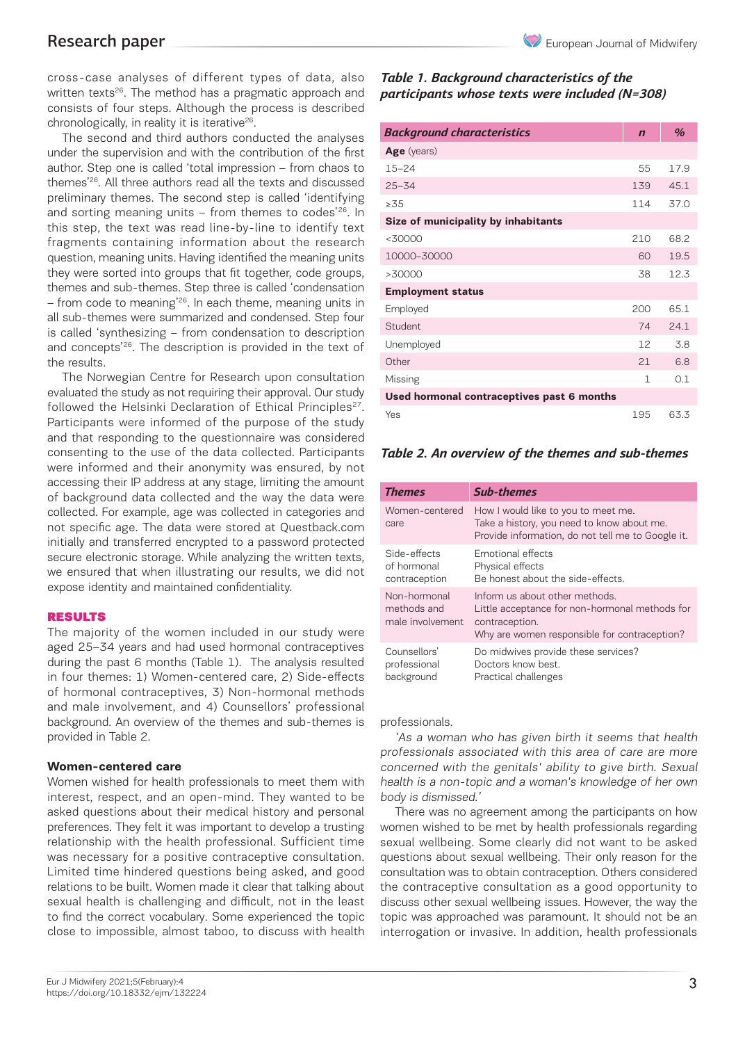cross-case analyses of different types of data, also written texts[26]. The method has a pragmatic approach and consists of four steps. Although the process is described chronologically, in reality it is iterative[26].

The second and third authors conducted the analyses under the supervision and with the contribution of the first author. Step one is called 'total impression – from chaos to themes'[26]. All three authors read all the texts and discussed preliminary themes. The second step is called 'identifying and sorting meaning units – from themes to codes'[26]. In this step, the text was read line-by-line to identify text fragments containing information about the research question, meaning units. Having identified the meaning units they were sorted into groups that fit together, code groups, themes and sub-themes. Step three is called 'condensation – from code to meaning'[26]. In each theme, meaning units in all sub-themes were summarized and condensed. Step four is called 'synthesizing – from condensation to description and concepts'[26]. The description is provided in the text of the results.

The Norwegian Centre for Research upon consultation evaluated the study as not requiring their approval. Our study followed the Helsinki Declaration of Ethical Principles[27]. Participants were informed of the purpose of the study and that responding to the questionnaire was considered consenting to the use of the data collected. Participants were informed and their anonymity was ensured, by not accessing their IP address at any stage, limiting the amount of background data collected and the way the data were collected. For example, age was collected in categories and not specific age. The data were stored at Questback.com initially and transferred encrypted to a password protected secure electronic storage. While analyzing the written texts, we ensured that when illustrating our results, we did not expose identity and maintained confidentiality.

## RESULTS

The majority of the women included in our study were aged 25–34 years and had used hormonal contraceptives during the past 6 months (Table 1). The analysis resulted in four themes: 1) Women-centered care, 2) Side-effects of hormonal contraceptives, 3) Non-hormonal methods and male involvement, and 4) Counsellors' professional background. An overview of the themes and sub-themes is provided in Table 2.

***Table 1. Background characteristics of the participants whose texts were included (N=308)***

| Background characteristics | n | % |
|---|---|---|
| **Age** (years) | | |
| 15–24 | 55 | 17.9 |
| 25–34 | 139 | 45.1 |
| ≥35 | 114 | 37.0 |
| **Size of municipality by inhabitants** | | |
| <30000 | 210 | 68.2 |
| 10000–30000 | 60 | 19.5 |
| >30000 | 38 | 12.3 |
| **Employment status** | | |
| Employed | 200 | 65.1 |
| Student | 74 | 24.1 |
| Unemployed | 12 | 3.8 |
| Other | 21 | 6.8 |
| Missing | 1 | 0.1 |
| **Used hormonal contraceptives past 6 months** | | |
| Yes | 195 | 63.3 |

***Table 2. An overview of the themes and sub-themes***

| Themes | Sub-themes |
|---|---|
| Women-centered care | How I would like to you to meet me.<br>Take a history, you need to know about me.<br>Provide information, do not tell me to Google it. |
| Side-effects of hormonal contraception | Emotional effects<br>Physical effects<br>Be honest about the side-effects. |
| Non-hormonal methods and male involvement | Inform us about other methods.<br>Little acceptance for non-hormonal methods for contraception.<br>Why are women responsible for contraception? |
| Counsellors' professional background | Do midwives provide these services?<br>Doctors know best.<br>Practical challenges |

### Women-centered care

Women wished for health professionals to meet them with interest, respect, and an open-mind. They wanted to be asked questions about their medical history and personal preferences. They felt it was important to develop a trusting relationship with the health professional. Sufficient time was necessary for a positive contraceptive consultation. Limited time hindered questions being asked, and good relations to be built. Women made it clear that talking about sexual health is challenging and difficult, not in the least to find the correct vocabulary. Some experienced the topic close to impossible, almost taboo, to discuss with health professionals.

*'As a woman who has given birth it seems that health professionals associated with this area of care are more concerned with the genitals' ability to give birth. Sexual health is a non-topic and a woman's knowledge of her own body is dismissed.'*

There was no agreement among the participants on how women wished to be met by health professionals regarding sexual wellbeing. Some clearly did not want to be asked questions about sexual wellbeing. Their only reason for the consultation was to obtain contraception. Others considered the contraceptive consultation as a good opportunity to discuss other sexual wellbeing issues. However, the way the topic was approached was paramount. It should not be an interrogation or invasive. In addition, health professionals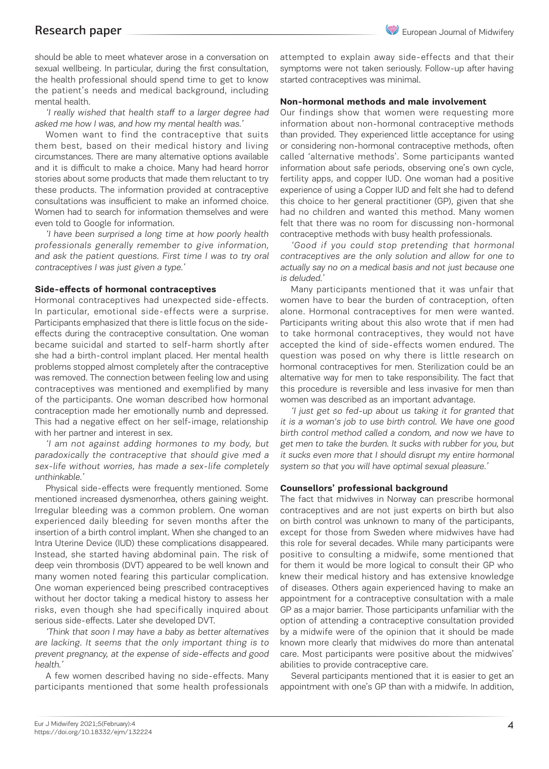should be able to meet whatever arose in a conversation on sexual wellbeing. In particular, during the first consultation, the health professional should spend time to get to know the patient's needs and medical background, including mental health.

*'I really wished that health staff to a larger degree had asked me how I was, and how my mental health was.'*

Women want to find the contraceptive that suits them best, based on their medical history and living circumstances. There are many alternative options available and it is difficult to make a choice. Many had heard horror stories about some products that made them reluctant to try these products. The information provided at contraceptive consultations was insufficient to make an informed choice. Women had to search for information themselves and were even told to Google for information.

*'I have been surprised a long time at how poorly health professionals generally remember to give information, and ask the patient questions. First time I was to try oral contraceptives I was just given a type.'*

### Side-effects of hormonal contraceptives

Hormonal contraceptives had unexpected side-effects. In particular, emotional side-effects were a surprise. Participants emphasized that there is little focus on the side-effects during the contraceptive consultation. One woman became suicidal and started to self-harm shortly after she had a birth-control implant placed. Her mental health problems stopped almost completely after the contraceptive was removed. The connection between feeling low and using contraceptives was mentioned and exemplified by many of the participants. One woman described how hormonal contraception made her emotionally numb and depressed. This had a negative effect on her self-image, relationship with her partner and interest in sex.

*'I am not against adding hormones to my body, but paradoxically the contraceptive that should give med a sex-life without worries, has made a sex-life completely unthinkable.'*

Physical side-effects were frequently mentioned. Some mentioned increased dysmenorrhea, others gaining weight. Irregular bleeding was a common problem. One woman experienced daily bleeding for seven months after the insertion of a birth control implant. When she changed to an Intra Uterine Device (IUD) these complications disappeared. Instead, she started having abdominal pain. The risk of deep vein thrombosis (DVT) appeared to be well known and many women noted fearing this particular complication. One woman experienced being prescribed contraceptives without her doctor taking a medical history to assess her risks, even though she had specifically inquired about serious side-effects. Later she developed DVT.

*'Think that soon I may have a baby as better alternatives are lacking. It seems that the only important thing is to prevent pregnancy, at the expense of side-effects and good health.'*

A few women described having no side-effects. Many participants mentioned that some health professionals attempted to explain away side-effects and that their symptoms were not taken seriously. Follow-up after having started contraceptives was minimal.

### Non-hormonal methods and male involvement

Our findings show that women were requesting more information about non-hormonal contraceptive methods than provided. They experienced little acceptance for using or considering non-hormonal contraceptive methods, often called 'alternative methods'. Some participants wanted information about safe periods, observing one's own cycle, fertility apps, and copper IUD. One woman had a positive experience of using a Copper IUD and felt she had to defend this choice to her general practitioner (GP), given that she had no children and wanted this method. Many women felt that there was no room for discussing non-hormonal contraceptive methods with busy health professionals.

*'Good if you could stop pretending that hormonal contraceptives are the only solution and allow for one to actually say no on a medical basis and not just because one is deluded.'*

Many participants mentioned that it was unfair that women have to bear the burden of contraception, often alone. Hormonal contraceptives for men were wanted. Participants writing about this also wrote that if men had to take hormonal contraceptives, they would not have accepted the kind of side-effects women endured. The question was posed on why there is little research on hormonal contraceptives for men. Sterilization could be an alternative way for men to take responsibility. The fact that this procedure is reversible and less invasive for men than women was described as an important advantage.

*'I just get so fed-up about us taking it for granted that it is a woman's job to use birth control. We have one good birth control method called a condom, and now we have to get men to take the burden. It sucks with rubber for you, but it sucks even more that I should disrupt my entire hormonal system so that you will have optimal sexual pleasure.'*

### Counsellors' professional background

The fact that midwives in Norway can prescribe hormonal contraceptives and are not just experts on birth but also on birth control was unknown to many of the participants, except for those from Sweden where midwives have had this role for several decades. While many participants were positive to consulting a midwife, some mentioned that for them it would be more logical to consult their GP who knew their medical history and has extensive knowledge of diseases. Others again experienced having to make an appointment for a contraceptive consultation with a male GP as a major barrier. Those participants unfamiliar with the option of attending a contraceptive consultation provided by a midwife were of the opinion that it should be made known more clearly that midwives do more than antenatal care. Most participants were positive about the midwives' abilities to provide contraceptive care.

Several participants mentioned that it is easier to get an appointment with one's GP than with a midwife. In addition,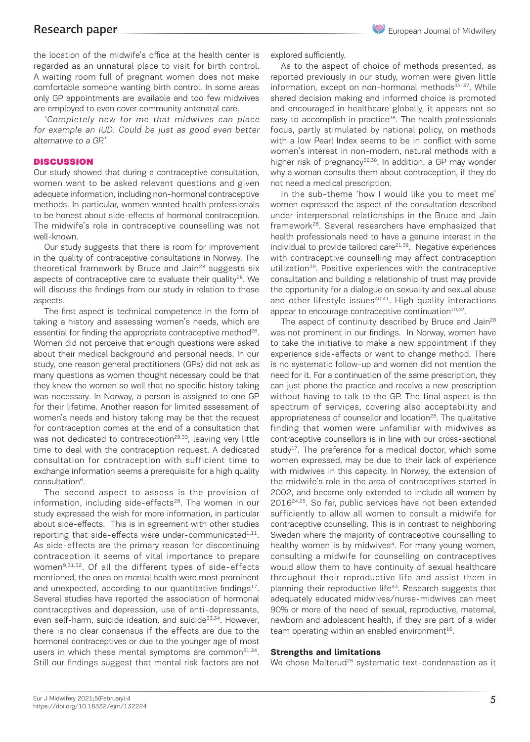the location of the midwife's office at the health center is regarded as an unnatural place to visit for birth control. A waiting room full of pregnant women does not make comfortable someone wanting birth control. In some areas only GP appointments are available and too few midwives are employed to even cover community antenatal care.

*'Completely new for me that midwives can place for example an IUD. Could be just as good even better alternative to a GP.'*

## DISCUSSION

Our study showed that during a contraceptive consultation, women want to be asked relevant questions and given adequate information, including non-hormonal contraceptive methods. In particular, women wanted health professionals to be honest about side-effects of hormonal contraception. The midwife's role in contraceptive counselling was not well-known.

Our study suggests that there is room for improvement in the quality of contraceptive consultations in Norway. The theoretical framework by Bruce and Jain[28] suggests six aspects of contraceptive care to evaluate their quality[28]. We will discuss the findings from our study in relation to these aspects.

The first aspect is technical competence in the form of taking a history and assessing women's needs, which are essential for finding the appropriate contraceptive method[28]. Women did not perceive that enough questions were asked about their medical background and personal needs. In our study, one reason general practitioners (GPs) did not ask as many questions as women thought necessary could be that they knew the women so well that no specific history taking was necessary. In Norway, a person is assigned to one GP for their lifetime. Another reason for limited assessment of women's needs and history taking may be that the request for contraception comes at the end of a consultation that was not dedicated to contraception[29,30], leaving very little time to deal with the contraception request. A dedicated consultation for contraception with sufficient time to exchange information seems a prerequisite for a high quality consultation[6].

The second aspect to assess is the provision of information, including side-effects[28]. The women in our study expressed the wish for more information, in particular about side-effects. This is in agreement with other studies reporting that side-effects were under-communicated[1,11]. As side-effects are the primary reason for discontinuing contraception it seems of vital importance to prepare women[9,31,32]. Of all the different types of side-effects mentioned, the ones on mental health were most prominent and unexpected, according to our quantitative findings[17]. Several studies have reported the association of hormonal contraceptives and depression, use of anti-depressants, even self-harm, suicide ideation, and suicide[33,34]. However, there is no clear consensus if the effects are due to the hormonal contraceptives or due to the younger age of most users in which these mental symptoms are common[31,34]. Still our findings suggest that mental risk factors are not explored sufficiently.

As to the aspect of choice of methods presented, as reported previously in our study, women were given little information, except on non-hormonal methods[35-37]. While shared decision making and informed choice is promoted and encouraged in healthcare globally, it appears not so easy to accomplish in practice[38]. The health professionals focus, partly stimulated by national policy, on methods with a low Pearl Index seems to be in conflict with some women's interest in non-modern, natural methods with a higher risk of pregnancy[36,38]. In addition, a GP may wonder why a woman consults them about contraception, if they do not need a medical prescription.

In the sub-theme 'how I would like you to meet me' women expressed the aspect of the consultation described under interpersonal relationships in the Bruce and Jain framework[28]. Several researchers have emphasized that health professionals need to have a genuine interest in the individual to provide tailored care[21,38]. Negative experiences with contraceptive counselling may affect contraception utilization[39]. Positive experiences with the contraceptive consultation and building a relationship of trust may provide the opportunity for a dialogue on sexuality and sexual abuse and other lifestyle issues[40,41]. High quality interactions appear to encourage contraceptive continuation[10,42].

The aspect of continuity described by Bruce and Jain[28] was not prominent in our findings. In Norway, women have to take the initiative to make a new appointment if they experience side-effects or want to change method. There is no systematic follow-up and women did not mention the need for it. For a continuation of the same prescription, they can just phone the practice and receive a new prescription without having to talk to the GP. The final aspect is the spectrum of services, covering also acceptability and appropriateness of counsellor and location[28]. The qualitative finding that women were unfamiliar with midwives as contraceptive counsellors is in line with our cross-sectional study[17]. The preference for a medical doctor, which some women expressed, may be due to their lack of experience with midwives in this capacity. In Norway, the extension of the midwife's role in the area of contraceptives started in 2002, and became only extended to include all women by 2016[24,25]. So far, public services have not been extended sufficiently to allow all women to consult a midwife for contraceptive counselling. This is in contrast to neighboring Sweden where the majority of contraceptive counselling to healthy women is by midwives[4]. For many young women, consulting a midwife for counselling on contraceptives would allow them to have continuity of sexual healthcare throughout their reproductive life and assist them in planning their reproductive life[43]. Research suggests that adequately educated midwives/nurse-midwives can meet 90% or more of the need of sexual, reproductive, maternal, newborn and adolescent health, if they are part of a wider team operating within an enabled environment[16].

### Strengths and limitations

We chose Malterud[26] systematic text-condensation as it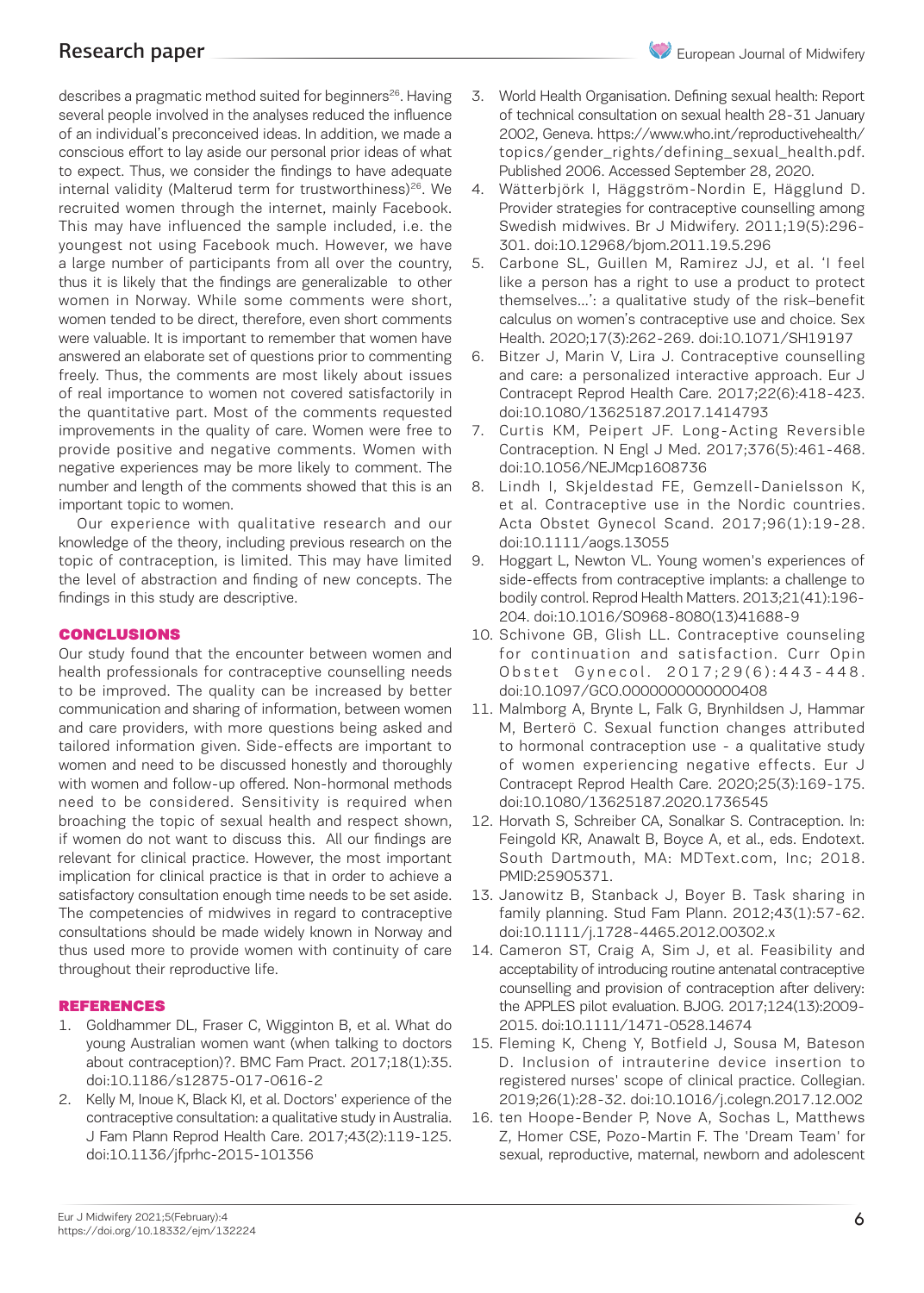describes a pragmatic method suited for beginners[26]. Having several people involved in the analyses reduced the influence of an individual's preconceived ideas. In addition, we made a conscious effort to lay aside our personal prior ideas of what to expect. Thus, we consider the findings to have adequate internal validity (Malterud term for trustworthiness)[26]. We recruited women through the internet, mainly Facebook. This may have influenced the sample included, i.e. the youngest not using Facebook much. However, we have a large number of participants from all over the country, thus it is likely that the findings are generalizable to other women in Norway. While some comments were short, women tended to be direct, therefore, even short comments were valuable. It is important to remember that women have answered an elaborate set of questions prior to commenting freely. Thus, the comments are most likely about issues of real importance to women not covered satisfactorily in the quantitative part. Most of the comments requested improvements in the quality of care. Women were free to provide positive and negative comments. Women with negative experiences may be more likely to comment. The number and length of the comments showed that this is an important topic to women.

Our experience with qualitative research and our knowledge of the theory, including previous research on the topic of contraception, is limited. This may have limited the level of abstraction and finding of new concepts. The findings in this study are descriptive.

## CONCLUSIONS

Our study found that the encounter between women and health professionals for contraceptive counselling needs to be improved. The quality can be increased by better communication and sharing of information, between women and care providers, with more questions being asked and tailored information given. Side-effects are important to women and need to be discussed honestly and thoroughly with women and follow-up offered. Non-hormonal methods need to be considered. Sensitivity is required when broaching the topic of sexual health and respect shown, if women do not want to discuss this. All our findings are relevant for clinical practice. However, the most important implication for clinical practice is that in order to achieve a satisfactory consultation enough time needs to be set aside. The competencies of midwives in regard to contraceptive consultations should be made widely known in Norway and thus used more to provide women with continuity of care throughout their reproductive life.

## REFERENCES

1. Goldhammer DL, Fraser C, Wigginton B, et al. What do young Australian women want (when talking to doctors about contraception)?. BMC Fam Pract. 2017;18(1):35. doi:10.1186/s12875-017-0616-2
2. Kelly M, Inoue K, Black KI, et al. Doctors' experience of the contraceptive consultation: a qualitative study in Australia. J Fam Plann Reprod Health Care. 2017;43(2):119-125. doi:10.1136/jfprhc-2015-101356
3. World Health Organisation. Defining sexual health: Report of technical consultation on sexual health 28-31 January 2002, Geneva. https://www.who.int/reproductivehealth/topics/gender_rights/defining_sexual_health.pdf. Published 2006. Accessed September 28, 2020.
4. Wätterbjörk I, Häggström-Nordin E, Hägglund D. Provider strategies for contraceptive counselling among Swedish midwives. Br J Midwifery. 2011;19(5):296-301. doi:10.12968/bjom.2011.19.5.296
5. Carbone SL, Guillen M, Ramirez JJ, et al. 'I feel like a person has a right to use a product to protect themselves...': a qualitative study of the risk–benefit calculus on women's contraceptive use and choice. Sex Health. 2020;17(3):262-269. doi:10.1071/SH19197
6. Bitzer J, Marin V, Lira J. Contraceptive counselling and care: a personalized interactive approach. Eur J Contracept Reprod Health Care. 2017;22(6):418-423. doi:10.1080/13625187.2017.1414793
7. Curtis KM, Peipert JF. Long-Acting Reversible Contraception. N Engl J Med. 2017;376(5):461-468. doi:10.1056/NEJMcp1608736
8. Lindh I, Skjeldestad FE, Gemzell-Danielsson K, et al. Contraceptive use in the Nordic countries. Acta Obstet Gynecol Scand. 2017;96(1):19-28. doi:10.1111/aogs.13055
9. Hoggart L, Newton VL. Young women's experiences of side-effects from contraceptive implants: a challenge to bodily control. Reprod Health Matters. 2013;21(41):196-204. doi:10.1016/S0968-8080(13)41688-9
10. Schivone GB, Glish LL. Contraceptive counseling for continuation and satisfaction. Curr Opin Obstet Gynecol. 2017;29(6):443-448. doi:10.1097/GCO.0000000000000408
11. Malmborg A, Brynte L, Falk G, Brynhildsen J, Hammar M, Berterö C. Sexual function changes attributed to hormonal contraception use - a qualitative study of women experiencing negative effects. Eur J Contracept Reprod Health Care. 2020;25(3):169-175. doi:10.1080/13625187.2020.1736545
12. Horvath S, Schreiber CA, Sonalkar S. Contraception. In: Feingold KR, Anawalt B, Boyce A, et al., eds. Endotext. South Dartmouth, MA: MDText.com, Inc; 2018. PMID:25905371.
13. Janowitz B, Stanback J, Boyer B. Task sharing in family planning. Stud Fam Plann. 2012;43(1):57-62. doi:10.1111/j.1728-4465.2012.00302.x
14. Cameron ST, Craig A, Sim J, et al. Feasibility and acceptability of introducing routine antenatal contraceptive counselling and provision of contraception after delivery: the APPLES pilot evaluation. BJOG. 2017;124(13):2009-2015. doi:10.1111/1471-0528.14674
15. Fleming K, Cheng Y, Botfield J, Sousa M, Bateson D. Inclusion of intrauterine device insertion to registered nurses' scope of clinical practice. Collegian. 2019;26(1):28-32. doi:10.1016/j.colegn.2017.12.002
16. ten Hoope-Bender P, Nove A, Sochas L, Matthews Z, Homer CSE, Pozo-Martin F. The 'Dream Team' for sexual, reproductive, maternal, newborn and adolescent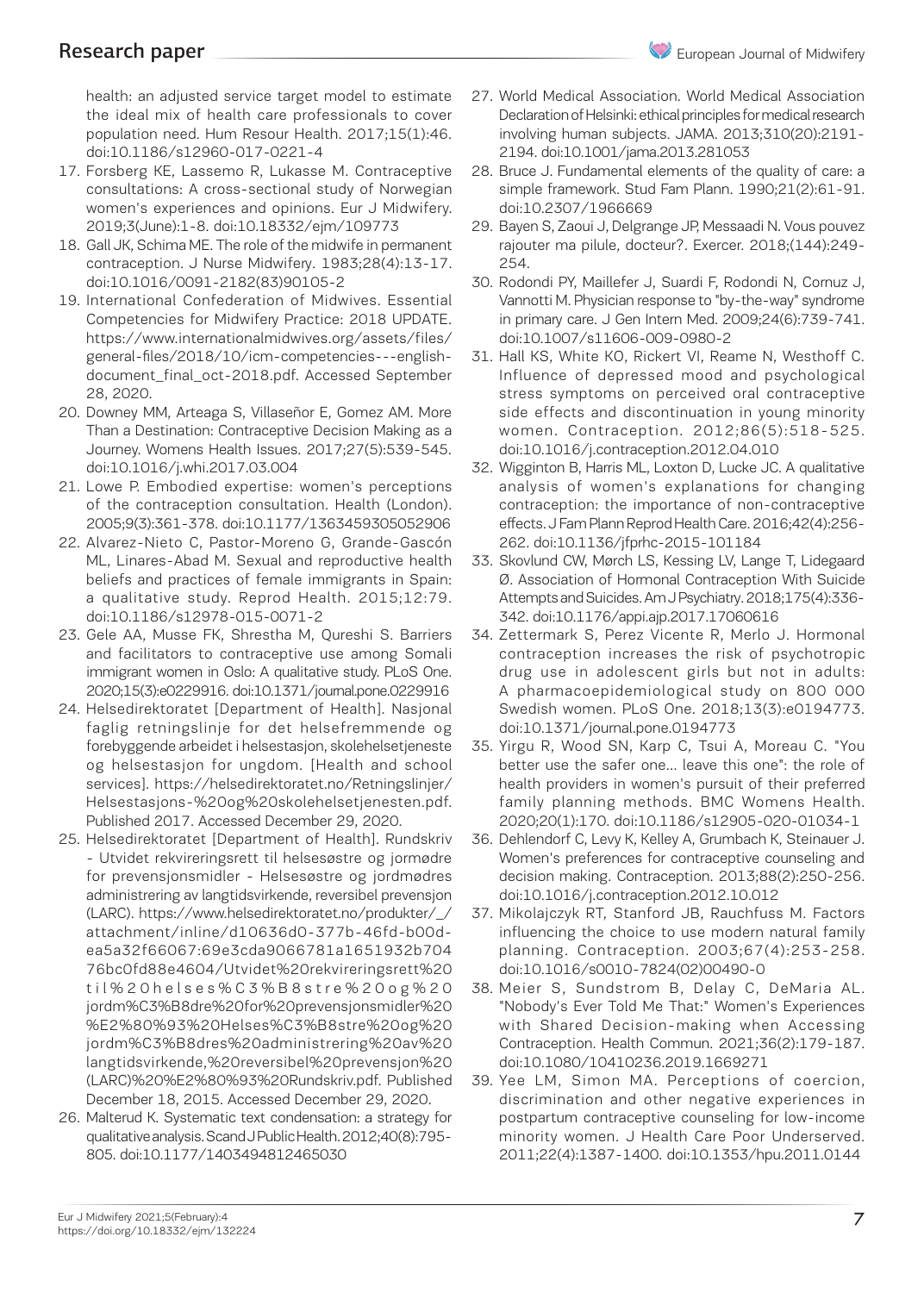health: an adjusted service target model to estimate the ideal mix of health care professionals to cover population need. Hum Resour Health. 2017;15(1):46. doi:10.1186/s12960-017-0221-4

17. Forsberg KE, Lassemo R, Lukasse M. Contraceptive consultations: A cross-sectional study of Norwegian women's experiences and opinions. Eur J Midwifery. 2019;3(June):1-8. doi:10.18332/ejm/109773
18. Gall JK, Schima ME. The role of the midwife in permanent contraception. J Nurse Midwifery. 1983;28(4):13-17. doi:10.1016/0091-2182(83)90105-2
19. International Confederation of Midwives. Essential Competencies for Midwifery Practice: 2018 UPDATE. https://www.internationalmidwives.org/assets/files/general-files/2018/10/icm-competencies---english-document_final_oct-2018.pdf. Accessed September 28, 2020.
20. Downey MM, Arteaga S, Villaseñor E, Gomez AM. More Than a Destination: Contraceptive Decision Making as a Journey. Womens Health Issues. 2017;27(5):539-545. doi:10.1016/j.whi.2017.03.004
21. Lowe P. Embodied expertise: women's perceptions of the contraception consultation. Health (London). 2005;9(3):361-378. doi:10.1177/1363459305052906
22. Alvarez-Nieto C, Pastor-Moreno G, Grande-Gascón ML, Linares-Abad M. Sexual and reproductive health beliefs and practices of female immigrants in Spain: a qualitative study. Reprod Health. 2015;12:79. doi:10.1186/s12978-015-0071-2
23. Gele AA, Musse FK, Shrestha M, Qureshi S. Barriers and facilitators to contraceptive use among Somali immigrant women in Oslo: A qualitative study. PLoS One. 2020;15(3):e0229916. doi:10.1371/journal.pone.0229916
24. Helsedirektoratet [Department of Health]. Nasjonal faglig retningslinje for det helsefremmende og forebyggende arbeidet i helsestasjon, skolehelsetjeneste og helsestasjon for ungdom. [Health and school services]. https://helsedirektoratet.no/Retningslinjer/Helsestasjons-%20og%20skolehelsetjenesten.pdf. Published 2017. Accessed December 29, 2020.
25. Helsedirektoratet [Department of Health]. Rundskriv - Utvidet rekvireringsrett til helsesøstre og jormødre for prevensjonsmidler - Helsesøstre og jordmødres administrering av langtidsvirkende, reversibel prevensjon (LARC). https://www.helsedirektoratet.no/produkter/_/attachment/inline/d10636d0-377b-46fd-b00d-ea5a32f66067:69e3cda9066781a1651932b70476bc0fd88e4604/Utvidet%20rekvireringsrett%20til%20helses%C3%B8stre%20og%20jordm%C3%B8dre%20for%20prevensjonsmidler%20%E2%80%93%20Helses%C3%B8stre%20og%20jordm%C3%B8dres%20administrering%20av%20langtidsvirkende,%20reversibel%20prevensjon%20(LARC)%20%E2%80%93%20Rundskriv.pdf. Published December 18, 2015. Accessed December 29, 2020.
26. Malterud K. Systematic text condensation: a strategy for qualitative analysis. Scand J Public Health. 2012;40(8):795-805. doi:10.1177/1403494812465030
27. World Medical Association. World Medical Association Declaration of Helsinki: ethical principles for medical research involving human subjects. JAMA. 2013;310(20):2191-2194. doi:10.1001/jama.2013.281053
28. Bruce J. Fundamental elements of the quality of care: a simple framework. Stud Fam Plann. 1990;21(2):61-91. doi:10.2307/1966669
29. Bayen S, Zaoui J, Delgrange JP, Messaadi N. Vous pouvez rajouter ma pilule, docteur?. Exercer. 2018;(144):249-254.
30. Rodondi PY, Maillefer J, Suardi F, Rodondi N, Cornuz J, Vannotti M. Physician response to "by-the-way" syndrome in primary care. J Gen Intern Med. 2009;24(6):739-741. doi:10.1007/s11606-009-0980-2
31. Hall KS, White KO, Rickert VI, Reame N, Westhoff C. Influence of depressed mood and psychological stress symptoms on perceived oral contraceptive side effects and discontinuation in young minority women. Contraception. 2012;86(5):518-525. doi:10.1016/j.contraception.2012.04.010
32. Wigginton B, Harris ML, Loxton D, Lucke JC. A qualitative analysis of women's explanations for changing contraception: the importance of non-contraceptive effects. J Fam Plann Reprod Health Care. 2016;42(4):256-262. doi:10.1136/jfprhc-2015-101184
33. Skovlund CW, Mørch LS, Kessing LV, Lange T, Lidegaard Ø. Association of Hormonal Contraception With Suicide Attempts and Suicides. Am J Psychiatry. 2018;175(4):336-342. doi:10.1176/appi.ajp.2017.17060616
34. Zettermark S, Perez Vicente R, Merlo J. Hormonal contraception increases the risk of psychotropic drug use in adolescent girls but not in adults: A pharmacoepidemiological study on 800 000 Swedish women. PLoS One. 2018;13(3):e0194773. doi:10.1371/journal.pone.0194773
35. Yirgu R, Wood SN, Karp C, Tsui A, Moreau C. "You better use the safer one... leave this one": the role of health providers in women's pursuit of their preferred family planning methods. BMC Womens Health. 2020;20(1):170. doi:10.1186/s12905-020-01034-1
36. Dehlendorf C, Levy K, Kelley A, Grumbach K, Steinauer J. Women's preferences for contraceptive counseling and decision making. Contraception. 2013;88(2):250-256. doi:10.1016/j.contraception.2012.10.012
37. Mikolajczyk RT, Stanford JB, Rauchfuss M. Factors influencing the choice to use modern natural family planning. Contraception. 2003;67(4):253-258. doi:10.1016/s0010-7824(02)00490-0
38. Meier S, Sundstrom B, Delay C, DeMaria AL. "Nobody's Ever Told Me That:" Women's Experiences with Shared Decision-making when Accessing Contraception. Health Commun. 2021;36(2):179-187. doi:10.1080/10410236.2019.1669271
39. Yee LM, Simon MA. Perceptions of coercion, discrimination and other negative experiences in postpartum contraceptive counseling for low-income minority women. J Health Care Poor Underserved. 2011;22(4):1387-1400. doi:10.1353/hpu.2011.0144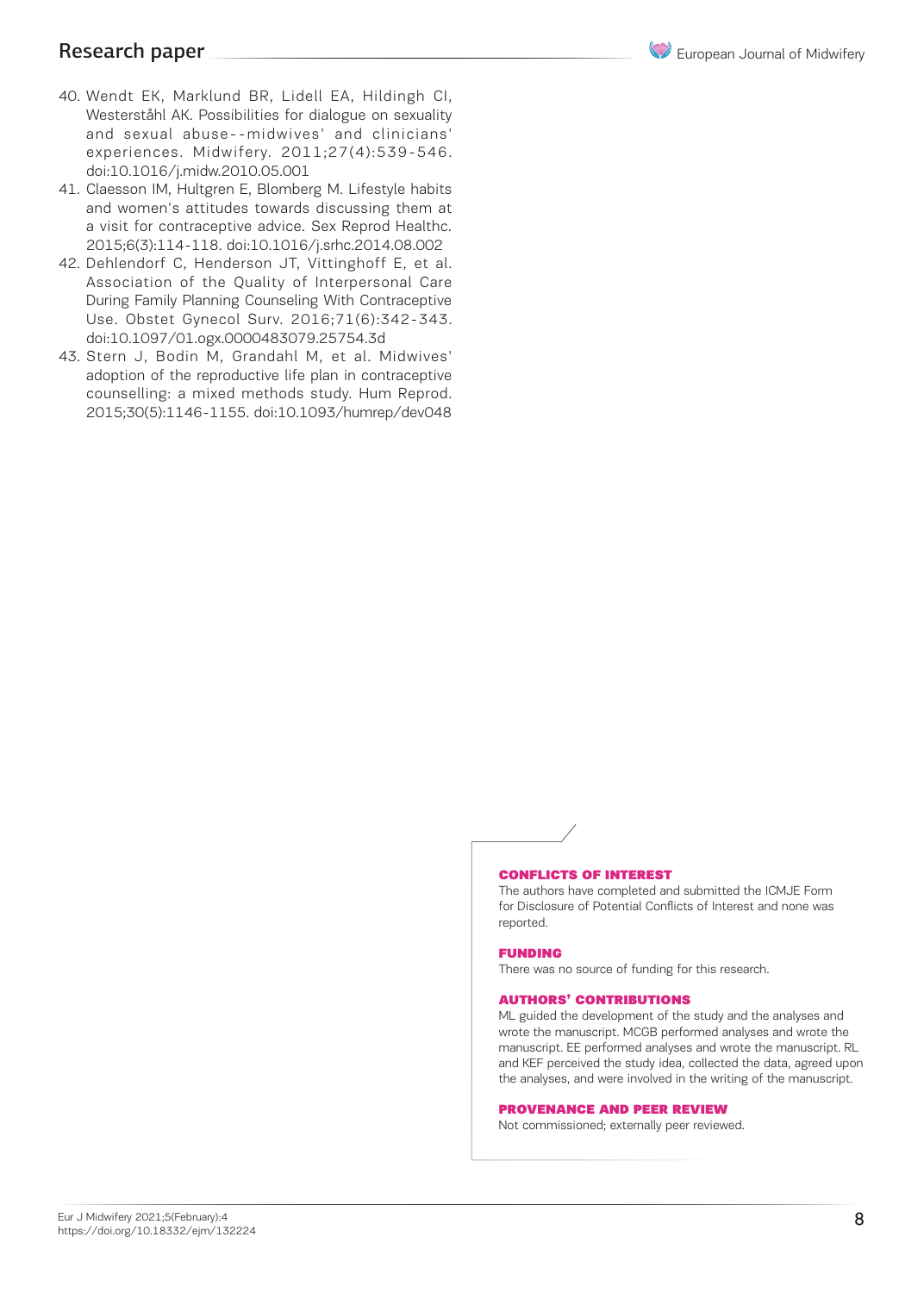40. Wendt EK, Marklund BR, Lidell EA, Hildingh CI, Westerståhl AK. Possibilities for dialogue on sexuality and sexual abuse--midwives' and clinicians' experiences. Midwifery. 2011;27(4):539-546. doi:10.1016/j.midw.2010.05.001
41. Claesson IM, Hultgren E, Blomberg M. Lifestyle habits and women's attitudes towards discussing them at a visit for contraceptive advice. Sex Reprod Healthc. 2015;6(3):114-118. doi:10.1016/j.srhc.2014.08.002
42. Dehlendorf C, Henderson JT, Vittinghoff E, et al. Association of the Quality of Interpersonal Care During Family Planning Counseling With Contraceptive Use. Obstet Gynecol Surv. 2016;71(6):342-343. doi:10.1097/01.ogx.0000483079.25754.3d
43. Stern J, Bodin M, Grandahl M, et al. Midwives' adoption of the reproductive life plan in contraceptive counselling: a mixed methods study. Hum Reprod. 2015;30(5):1146-1155. doi:10.1093/humrep/dev048

#### CONFLICTS OF INTEREST

The authors have completed and submitted the ICMJE Form for Disclosure of Potential Conflicts of Interest and none was reported.

#### FUNDING

There was no source of funding for this research.

#### AUTHORS' CONTRIBUTIONS

ML guided the development of the study and the analyses and wrote the manuscript. MCGB performed analyses and wrote the manuscript. EE performed analyses and wrote the manuscript. RL and KEF perceived the study idea, collected the data, agreed upon the analyses, and were involved in the writing of the manuscript.

#### PROVENANCE AND PEER REVIEW

Not commissioned; externally peer reviewed.